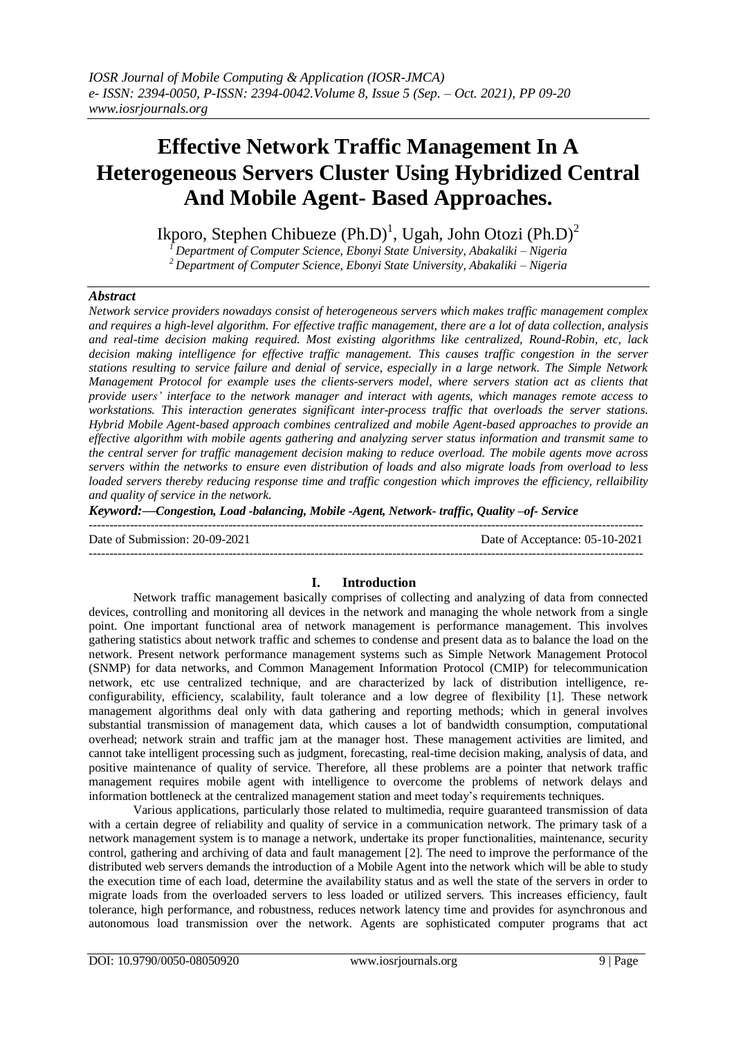# Effective Network Traffic Management In A Heterogeneous Servers Cluster Using Hybridized Central And Mobile Agent- Based Approaches.

Ikporo, Stephen Chibueze (Ph.D)[1], Ugah, John Otozi (Ph.D)[2]

[1] Department of Computer Science, Ebonyi State University, Abakaliki – Nigeria
[2] Department of Computer Science, Ebonyi State University, Abakaliki – Nigeria

## Abstract

*Network service providers nowadays consist of heterogeneous servers which makes traffic management complex and requires a high-level algorithm. For effective traffic management, there are a lot of data collection, analysis and real-time decision making required. Most existing algorithms like centralized, Round-Robin, etc, lack decision making intelligence for effective traffic management. This causes traffic congestion in the server stations resulting to service failure and denial of service, especially in a large network. The Simple Network Management Protocol for example uses the clients-servers model, where servers station act as clients that provide users' interface to the network manager and interact with agents, which manages remote access to workstations. This interaction generates significant inter-process traffic that overloads the server stations. Hybrid Mobile Agent-based approach combines centralized and mobile Agent-based approaches to provide an effective algorithm with mobile agents gathering and analyzing server status information and transmit same to the central server for traffic management decision making to reduce overload. The mobile agents move across servers within the networks to ensure even distribution of loads and also migrate loads from overload to less loaded servers thereby reducing response time and traffic congestion which improves the efficiency, rellaibility and quality of service in the network.*

***Keyword:—Congestion, Load -balancing, Mobile -Agent, Network- traffic, Quality –of- Service***

Date of Submission: 20-09-2021 Date of Acceptance: 05-10-2021

## I. Introduction

Network traffic management basically comprises of collecting and analyzing of data from connected devices, controlling and monitoring all devices in the network and managing the whole network from a single point. One important functional area of network management is performance management. This involves gathering statistics about network traffic and schemes to condense and present data as to balance the load on the network. Present network performance management systems such as Simple Network Management Protocol (SNMP) for data networks, and Common Management Information Protocol (CMIP) for telecommunication network, etc use centralized technique, and are characterized by lack of distribution intelligence, re-configurability, efficiency, scalability, fault tolerance and a low degree of flexibility [1]. These network management algorithms deal only with data gathering and reporting methods; which in general involves substantial transmission of management data, which causes a lot of bandwidth consumption, computational overhead; network strain and traffic jam at the manager host. These management activities are limited, and cannot take intelligent processing such as judgment, forecasting, real-time decision making, analysis of data, and positive maintenance of quality of service. Therefore, all these problems are a pointer that network traffic management requires mobile agent with intelligence to overcome the problems of network delays and information bottleneck at the centralized management station and meet today's requirements techniques.

Various applications, particularly those related to multimedia, require guaranteed transmission of data with a certain degree of reliability and quality of service in a communication network. The primary task of a network management system is to manage a network, undertake its proper functionalities, maintenance, security control, gathering and archiving of data and fault management [2]. The need to improve the performance of the distributed web servers demands the introduction of a Mobile Agent into the network which will be able to study the execution time of each load, determine the availability status and as well the state of the servers in order to migrate loads from the overloaded servers to less loaded or utilized servers. This increases efficiency, fault tolerance, high performance, and robustness, reduces network latency time and provides for asynchronous and autonomous load transmission over the network. Agents are sophisticated computer programs that act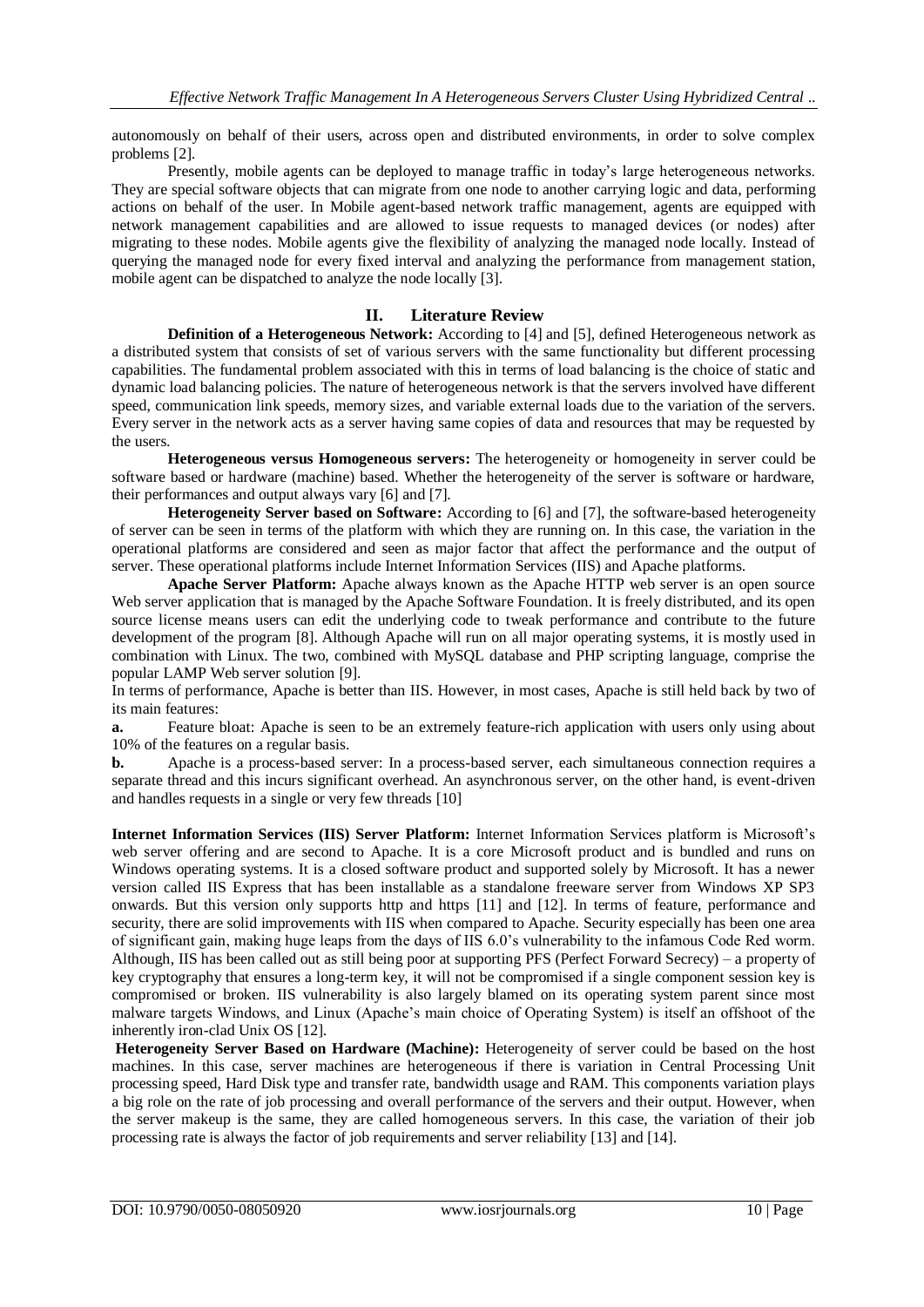autonomously on behalf of their users, across open and distributed environments, in order to solve complex problems [2].

Presently, mobile agents can be deployed to manage traffic in today's large heterogeneous networks. They are special software objects that can migrate from one node to another carrying logic and data, performing actions on behalf of the user. In Mobile agent-based network traffic management, agents are equipped with network management capabilities and are allowed to issue requests to managed devices (or nodes) after migrating to these nodes. Mobile agents give the flexibility of analyzing the managed node locally. Instead of querying the managed node for every fixed interval and analyzing the performance from management station, mobile agent can be dispatched to analyze the node locally [3].

## II. Literature Review

**Definition of a Heterogeneous Network:** According to [4] and [5], defined Heterogeneous network as a distributed system that consists of set of various servers with the same functionality but different processing capabilities. The fundamental problem associated with this in terms of load balancing is the choice of static and dynamic load balancing policies. The nature of heterogeneous network is that the servers involved have different speed, communication link speeds, memory sizes, and variable external loads due to the variation of the servers. Every server in the network acts as a server having same copies of data and resources that may be requested by the users.

**Heterogeneous versus Homogeneous servers:** The heterogeneity or homogeneity in server could be software based or hardware (machine) based. Whether the heterogeneity of the server is software or hardware, their performances and output always vary [6] and [7].

**Heterogeneity Server based on Software:** According to [6] and [7], the software-based heterogeneity of server can be seen in terms of the platform with which they are running on. In this case, the variation in the operational platforms are considered and seen as major factor that affect the performance and the output of server. These operational platforms include Internet Information Services (IIS) and Apache platforms.

**Apache Server Platform:** Apache always known as the Apache HTTP web server is an open source Web server application that is managed by the Apache Software Foundation. It is freely distributed, and its open source license means users can edit the underlying code to tweak performance and contribute to the future development of the program [8]. Although Apache will run on all major operating systems, it is mostly used in combination with Linux. The two, combined with MySQL database and PHP scripting language, comprise the popular LAMP Web server solution [9].

In terms of performance, Apache is better than IIS. However, in most cases, Apache is still held back by two of its main features:

**a.** Feature bloat: Apache is seen to be an extremely feature-rich application with users only using about 10% of the features on a regular basis.

**b.** Apache is a process-based server: In a process-based server, each simultaneous connection requires a separate thread and this incurs significant overhead. An asynchronous server, on the other hand, is event-driven and handles requests in a single or very few threads [10]

**Internet Information Services (IIS) Server Platform:** Internet Information Services platform is Microsoft's web server offering and are second to Apache. It is a core Microsoft product and is bundled and runs on Windows operating systems. It is a closed software product and supported solely by Microsoft. It has a newer version called IIS Express that has been installable as a standalone freeware server from Windows XP SP3 onwards. But this version only supports http and https [11] and [12]. In terms of feature, performance and security, there are solid improvements with IIS when compared to Apache. Security especially has been one area of significant gain, making huge leaps from the days of IIS 6.0's vulnerability to the infamous Code Red worm. Although, IIS has been called out as still being poor at supporting PFS (Perfect Forward Secrecy) – a property of key cryptography that ensures a long-term key, it will not be compromised if a single component session key is compromised or broken. IIS vulnerability is also largely blamed on its operating system parent since most malware targets Windows, and Linux (Apache's main choice of Operating System) is itself an offshoot of the inherently iron-clad Unix OS [12].

**Heterogeneity Server Based on Hardware (Machine):** Heterogeneity of server could be based on the host machines. In this case, server machines are heterogeneous if there is variation in Central Processing Unit processing speed, Hard Disk type and transfer rate, bandwidth usage and RAM. This components variation plays a big role on the rate of job processing and overall performance of the servers and their output. However, when the server makeup is the same, they are called homogeneous servers. In this case, the variation of their job processing rate is always the factor of job requirements and server reliability [13] and [14].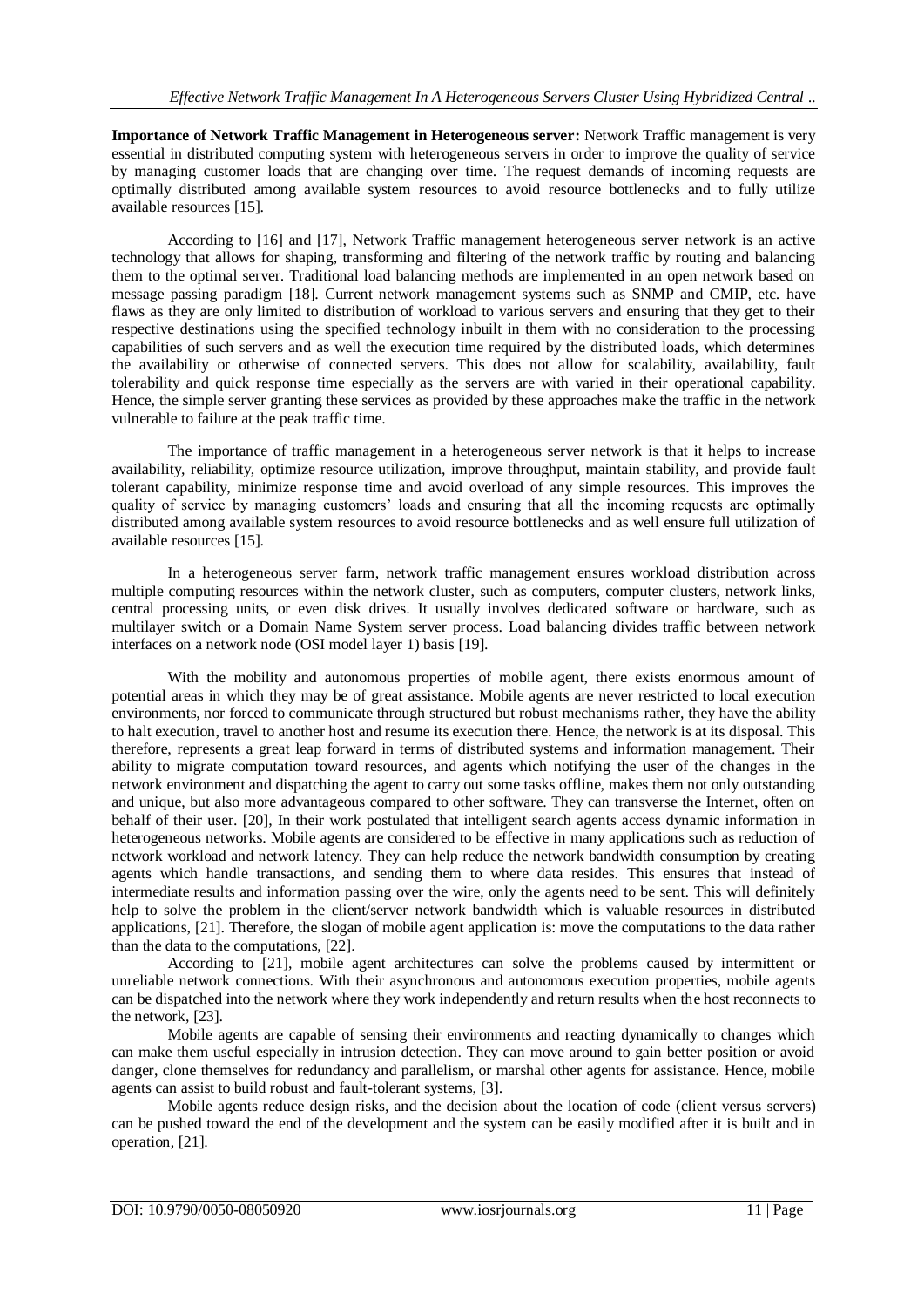**Importance of Network Traffic Management in Heterogeneous server:** Network Traffic management is very essential in distributed computing system with heterogeneous servers in order to improve the quality of service by managing customer loads that are changing over time. The request demands of incoming requests are optimally distributed among available system resources to avoid resource bottlenecks and to fully utilize available resources [15].

According to [16] and [17], Network Traffic management heterogeneous server network is an active technology that allows for shaping, transforming and filtering of the network traffic by routing and balancing them to the optimal server. Traditional load balancing methods are implemented in an open network based on message passing paradigm [18]. Current network management systems such as SNMP and CMIP, etc. have flaws as they are only limited to distribution of workload to various servers and ensuring that they get to their respective destinations using the specified technology inbuilt in them with no consideration to the processing capabilities of such servers and as well the execution time required by the distributed loads, which determines the availability or otherwise of connected servers. This does not allow for scalability, availability, fault tolerability and quick response time especially as the servers are with varied in their operational capability. Hence, the simple server granting these services as provided by these approaches make the traffic in the network vulnerable to failure at the peak traffic time.

The importance of traffic management in a heterogeneous server network is that it helps to increase availability, reliability, optimize resource utilization, improve throughput, maintain stability, and provide fault tolerant capability, minimize response time and avoid overload of any simple resources. This improves the quality of service by managing customers' loads and ensuring that all the incoming requests are optimally distributed among available system resources to avoid resource bottlenecks and as well ensure full utilization of available resources [15].

In a heterogeneous server farm, network traffic management ensures workload distribution across multiple computing resources within the network cluster, such as computers, computer clusters, network links, central processing units, or even disk drives. It usually involves dedicated software or hardware, such as multilayer switch or a Domain Name System server process. Load balancing divides traffic between network interfaces on a network node (OSI model layer 1) basis [19].

With the mobility and autonomous properties of mobile agent, there exists enormous amount of potential areas in which they may be of great assistance. Mobile agents are never restricted to local execution environments, nor forced to communicate through structured but robust mechanisms rather, they have the ability to halt execution, travel to another host and resume its execution there. Hence, the network is at its disposal. This therefore, represents a great leap forward in terms of distributed systems and information management. Their ability to migrate computation toward resources, and agents which notifying the user of the changes in the network environment and dispatching the agent to carry out some tasks offline, makes them not only outstanding and unique, but also more advantageous compared to other software. They can transverse the Internet, often on behalf of their user. [20], In their work postulated that intelligent search agents access dynamic information in heterogeneous networks. Mobile agents are considered to be effective in many applications such as reduction of network workload and network latency. They can help reduce the network bandwidth consumption by creating agents which handle transactions, and sending them to where data resides. This ensures that instead of intermediate results and information passing over the wire, only the agents need to be sent. This will definitely help to solve the problem in the client/server network bandwidth which is valuable resources in distributed applications, [21]. Therefore, the slogan of mobile agent application is: move the computations to the data rather than the data to the computations, [22].

According to [21], mobile agent architectures can solve the problems caused by intermittent or unreliable network connections. With their asynchronous and autonomous execution properties, mobile agents can be dispatched into the network where they work independently and return results when the host reconnects to the network, [23].

Mobile agents are capable of sensing their environments and reacting dynamically to changes which can make them useful especially in intrusion detection. They can move around to gain better position or avoid danger, clone themselves for redundancy and parallelism, or marshal other agents for assistance. Hence, mobile agents can assist to build robust and fault-tolerant systems, [3].

Mobile agents reduce design risks, and the decision about the location of code (client versus servers) can be pushed toward the end of the development and the system can be easily modified after it is built and in operation, [21].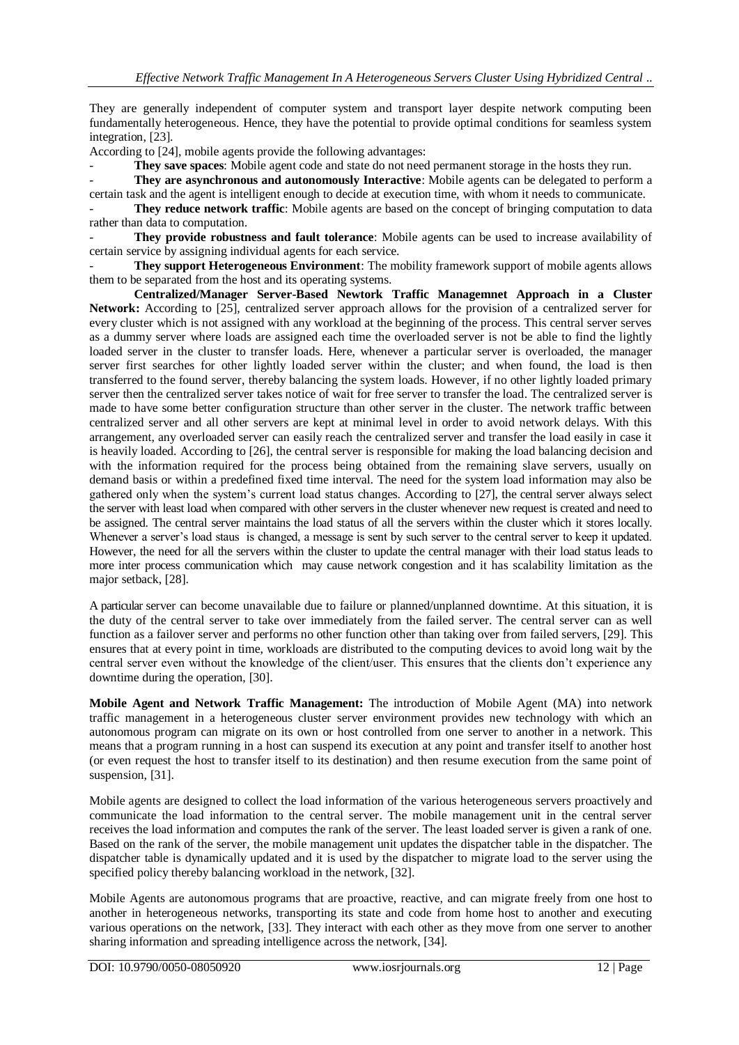They are generally independent of computer system and transport layer despite network computing been fundamentally heterogeneous. Hence, they have the potential to provide optimal conditions for seamless system integration, [23].

According to [24], mobile agents provide the following advantages:

- **They save spaces**: Mobile agent code and state do not need permanent storage in the hosts they run.
- **They are asynchronous and autonomously Interactive**: Mobile agents can be delegated to perform a certain task and the agent is intelligent enough to decide at execution time, with whom it needs to communicate.
- **They reduce network traffic**: Mobile agents are based on the concept of bringing computation to data rather than data to computation.
- **They provide robustness and fault tolerance**: Mobile agents can be used to increase availability of certain service by assigning individual agents for each service.
- **They support Heterogeneous Environment**: The mobility framework support of mobile agents allows them to be separated from the host and its operating systems.

**Centralized/Manager Server-Based Newtork Traffic Managemnet Approach in a Cluster Network:** According to [25], centralized server approach allows for the provision of a centralized server for every cluster which is not assigned with any workload at the beginning of the process. This central server serves as a dummy server where loads are assigned each time the overloaded server is not be able to find the lightly loaded server in the cluster to transfer loads. Here, whenever a particular server is overloaded, the manager server first searches for other lightly loaded server within the cluster; and when found, the load is then transferred to the found server, thereby balancing the system loads. However, if no other lightly loaded primary server then the centralized server takes notice of wait for free server to transfer the load. The centralized server is made to have some better configuration structure than other server in the cluster. The network traffic between centralized server and all other servers are kept at minimal level in order to avoid network delays. With this arrangement, any overloaded server can easily reach the centralized server and transfer the load easily in case it is heavily loaded. According to [26], the central server is responsible for making the load balancing decision and with the information required for the process being obtained from the remaining slave servers, usually on demand basis or within a predefined fixed time interval. The need for the system load information may also be gathered only when the system's current load status changes. According to [27], the central server always select the server with least load when compared with other servers in the cluster whenever new request is created and need to be assigned. The central server maintains the load status of all the servers within the cluster which it stores locally. Whenever a server's load staus is changed, a message is sent by such server to the central server to keep it updated. However, the need for all the servers within the cluster to update the central manager with their load status leads to more inter process communication which may cause network congestion and it has scalability limitation as the major setback, [28].

A particular server can become unavailable due to failure or planned/unplanned downtime. At this situation, it is the duty of the central server to take over immediately from the failed server. The central server can as well function as a failover server and performs no other function other than taking over from failed servers, [29]. This ensures that at every point in time, workloads are distributed to the computing devices to avoid long wait by the central server even without the knowledge of the client/user. This ensures that the clients don't experience any downtime during the operation, [30].

**Mobile Agent and Network Traffic Management:** The introduction of Mobile Agent (MA) into network traffic management in a heterogeneous cluster server environment provides new technology with which an autonomous program can migrate on its own or host controlled from one server to another in a network. This means that a program running in a host can suspend its execution at any point and transfer itself to another host (or even request the host to transfer itself to its destination) and then resume execution from the same point of suspension, [31].

Mobile agents are designed to collect the load information of the various heterogeneous servers proactively and communicate the load information to the central server. The mobile management unit in the central server receives the load information and computes the rank of the server. The least loaded server is given a rank of one. Based on the rank of the server, the mobile management unit updates the dispatcher table in the dispatcher. The dispatcher table is dynamically updated and it is used by the dispatcher to migrate load to the server using the specified policy thereby balancing workload in the network, [32].

Mobile Agents are autonomous programs that are proactive, reactive, and can migrate freely from one host to another in heterogeneous networks, transporting its state and code from home host to another and executing various operations on the network, [33]. They interact with each other as they move from one server to another sharing information and spreading intelligence across the network, [34].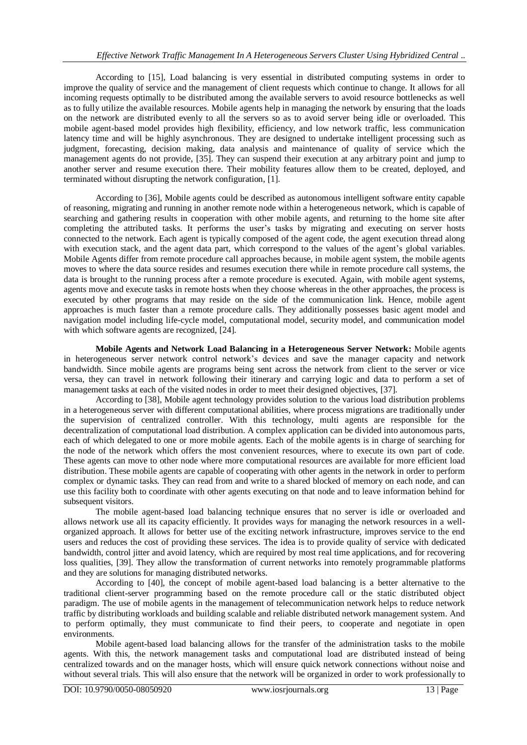According to [15], Load balancing is very essential in distributed computing systems in order to improve the quality of service and the management of client requests which continue to change. It allows for all incoming requests optimally to be distributed among the available servers to avoid resource bottlenecks as well as to fully utilize the available resources. Mobile agents help in managing the network by ensuring that the loads on the network are distributed evenly to all the servers so as to avoid server being idle or overloaded. This mobile agent-based model provides high flexibility, efficiency, and low network traffic, less communication latency time and will be highly asynchronous. They are designed to undertake intelligent processing such as judgment, forecasting, decision making, data analysis and maintenance of quality of service which the management agents do not provide, [35]. They can suspend their execution at any arbitrary point and jump to another server and resume execution there. Their mobility features allow them to be created, deployed, and terminated without disrupting the network configuration, [1].

According to [36], Mobile agents could be described as autonomous intelligent software entity capable of reasoning, migrating and running in another remote node within a heterogeneous network, which is capable of searching and gathering results in cooperation with other mobile agents, and returning to the home site after completing the attributed tasks. It performs the user's tasks by migrating and executing on server hosts connected to the network. Each agent is typically composed of the agent code, the agent execution thread along with execution stack, and the agent data part, which correspond to the values of the agent's global variables. Mobile Agents differ from remote procedure call approaches because, in mobile agent system, the mobile agents moves to where the data source resides and resumes execution there while in remote procedure call systems, the data is brought to the running process after a remote procedure is executed. Again, with mobile agent systems, agents move and execute tasks in remote hosts when they choose whereas in the other approaches, the process is executed by other programs that may reside on the side of the communication link. Hence, mobile agent approaches is much faster than a remote procedure calls. They additionally possesses basic agent model and navigation model including life-cycle model, computational model, security model, and communication model with which software agents are recognized, [24].

**Mobile Agents and Network Load Balancing in a Heterogeneous Server Network:** Mobile agents in heterogeneous server network control network's devices and save the manager capacity and network bandwidth. Since mobile agents are programs being sent across the network from client to the server or vice versa, they can travel in network following their itinerary and carrying logic and data to perform a set of management tasks at each of the visited nodes in order to meet their designed objectives, [37].

According to [38], Mobile agent technology provides solution to the various load distribution problems in a heterogeneous server with different computational abilities, where process migrations are traditionally under the supervision of centralized controller. With this technology, multi agents are responsible for the decentralization of computational load distribution. A complex application can be divided into autonomous parts, each of which delegated to one or more mobile agents. Each of the mobile agents is in charge of searching for the node of the network which offers the most convenient resources, where to execute its own part of code. These agents can move to other node where more computational resources are available for more efficient load distribution. These mobile agents are capable of cooperating with other agents in the network in order to perform complex or dynamic tasks. They can read from and write to a shared blocked of memory on each node, and can use this facility both to coordinate with other agents executing on that node and to leave information behind for subsequent visitors.

The mobile agent-based load balancing technique ensures that no server is idle or overloaded and allows network use all its capacity efficiently. It provides ways for managing the network resources in a well-organized approach. It allows for better use of the exciting network infrastructure, improves service to the end users and reduces the cost of providing these services. The idea is to provide quality of service with dedicated bandwidth, control jitter and avoid latency, which are required by most real time applications, and for recovering loss qualities, [39]. They allow the transformation of current networks into remotely programmable platforms and they are solutions for managing distributed networks.

According to [40], the concept of mobile agent-based load balancing is a better alternative to the traditional client-server programming based on the remote procedure call or the static distributed object paradigm. The use of mobile agents in the management of telecommunication network helps to reduce network traffic by distributing workloads and building scalable and reliable distributed network management system. And to perform optimally, they must communicate to find their peers, to cooperate and negotiate in open environments.

Mobile agent-based load balancing allows for the transfer of the administration tasks to the mobile agents. With this, the network management tasks and computational load are distributed instead of being centralized towards and on the manager hosts, which will ensure quick network connections without noise and without several trials. This will also ensure that the network will be organized in order to work professionally to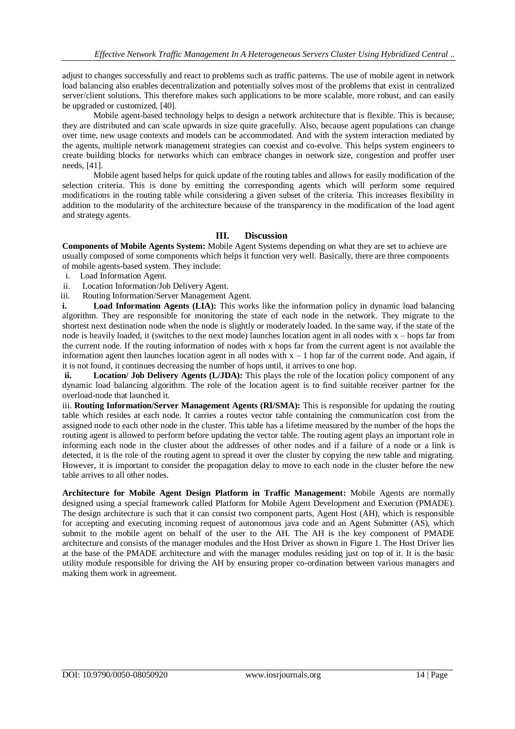adjust to changes successfully and react to problems such as traffic patterns. The use of mobile agent in network load balancing also enables decentralization and potentially solves most of the problems that exist in centralized server/client solutions. This therefore makes such applications to be more scalable, more robust, and can easily be upgraded or customized, [40].

Mobile agent-based technology helps to design a network architecture that is flexible. This is because; they are distributed and can scale upwards in size quite gracefully. Also, because agent populations can change over time, new usage contexts and models can be accommodated. And with the system interaction mediated by the agents, multiple network management strategies can coexist and co-evolve. This helps system engineers to create building blocks for networks which can embrace changes in network size, congestion and proffer user needs, [41].

Mobile agent based helps for quick update of the routing tables and allows for easily modification of the selection criteria. This is done by emitting the corresponding agents which will perform some required modifications in the routing table while considering a given subset of the criteria. This increases flexibility in addition to the modularity of the architecture because of the transparency in the modification of the load agent and strategy agents.

## III. Discussion

**Components of Mobile Agents System:** Mobile Agent Systems depending on what they are set to achieve are usually composed of some components which helps it function very well. Basically, there are three components of mobile agents-based system. They include:

i. Load Information Agent.
ii. Location Information/Job Delivery Agent.
iii. Routing Information/Server Management Agent.

**i. Load Information Agents (LIA):** This works like the information policy in dynamic load balancing algorithm. They are responsible for monitoring the state of each node in the network. They migrate to the shortest next destination node when the node is slightly or moderately loaded. In the same way, if the state of the node is heavily loaded, it (switches to the next mode) launches location agent in all nodes with $x$ – hops far from the current node. If the routing information of nodes with x hops far from the current agent is not available the information agent then launches location agent in all nodes with $x - 1$ hop far of the current node. And again, if it is not found, it continues decreasing the number of hops until, it arrives to one hop.

**ii. Location/ Job Delivery Agents (L/JDA):** This plays the role of the location policy component of any dynamic load balancing algorithm. The role of the location agent is to find suitable receiver partner for the overload-node that launched it.

iii. **Routing Information/Server Management Agents (RI/SMA):** This is responsible for updating the routing table which resides at each node. It carries a routes vector table containing the communication cost from the assigned node to each other node in the cluster. This table has a lifetime measured by the number of the hops the routing agent is allowed to perform before updating the vector table. The routing agent plays an important role in informing each node in the cluster about the addresses of other nodes and if a failure of a node or a link is detected, it is the role of the routing agent to spread it over the cluster by copying the new table and migrating. However, it is important to consider the propagation delay to move to each node in the cluster before the new table arrives to all other nodes.

**Architecture for Mobile Agent Design Platform in Traffic Management:** Mobile Agents are normally designed using a special framework called Platform for Mobile Agent Development and Execution (PMADE). The design architecture is such that it can consist two component parts, Agent Host (AH), which is responsible for accepting and executing incoming request of autonomous java code and an Agent Submitter (AS), which submit to the mobile agent on behalf of the user to the AH. The AH is the key component of PMADE architecture and consists of the manager modules and the Host Driver as shown in Figure 1. The Host Driver lies at the base of the PMADE architecture and with the manager modules residing just on top of it. It is the basic utility module responsible for driving the AH by ensuring proper co-ordination between various managers and making them work in agreement.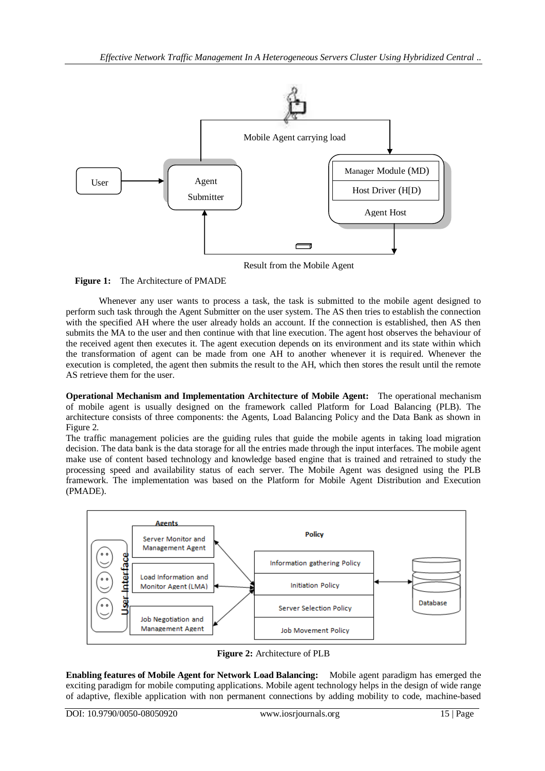Mobile Agent carrying load

User

Agent Submitter

Manager Module (MD)

Host Driver (H[D)

Agent Host

Result from the Mobile Agent

**Figure 1:** The Architecture of PMADE

Whenever any user wants to process a task, the task is submitted to the mobile agent designed to perform such task through the Agent Submitter on the user system. The AS then tries to establish the connection with the specified AH where the user already holds an account. If the connection is established, then AS then submits the MA to the user and then continue with that line execution. The agent host observes the behaviour of the received agent then executes it. The agent execution depends on its environment and its state within which the transformation of agent can be made from one AH to another whenever it is required. Whenever the execution is completed, the agent then submits the result to the AH, which then stores the result until the remote AS retrieve them for the user.

**Operational Mechanism and Implementation Architecture of Mobile Agent:** The operational mechanism of mobile agent is usually designed on the framework called Platform for Load Balancing (PLB). The architecture consists of three components: the Agents, Load Balancing Policy and the Data Bank as shown in Figure 2.

The traffic management policies are the guiding rules that guide the mobile agents in taking load migration decision. The data bank is the data storage for all the entries made through the input interfaces. The mobile agent make use of content based technology and knowledge based engine that is trained and retrained to study the processing speed and availability status of each server. The Mobile Agent was designed using the PLB framework. The implementation was based on the Platform for Mobile Agent Distribution and Execution (PMADE).

Agents

Server Monitor and Management Agent

Load Information and Monitor Agent (LMA)

Job Negotiation and Management Agent

User Interface

Policy

Information gathering Policy

Initiation Policy

Server Selection Policy

Job Movement Policy

Database

**Figure 2:** Architecture of PLB

**Enabling features of Mobile Agent for Network Load Balancing:** Mobile agent paradigm has emerged the exciting paradigm for mobile computing applications. Mobile agent technology helps in the design of wide range of adaptive, flexible application with non permanent connections by adding mobility to code, machine-based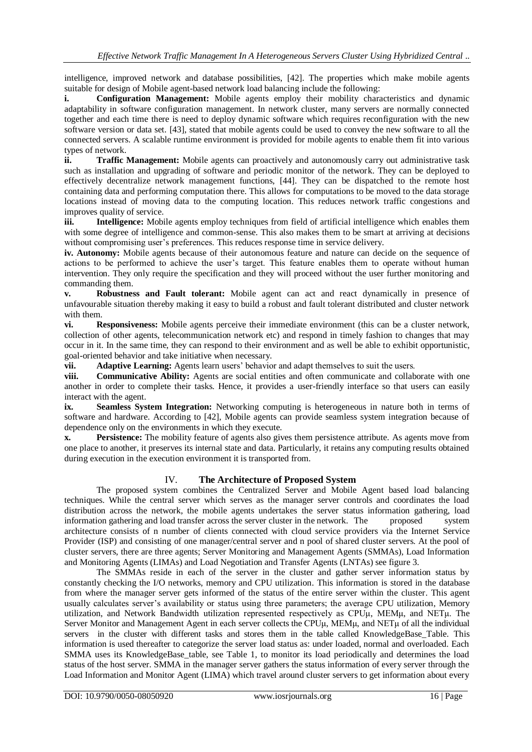intelligence, improved network and database possibilities, [42]. The properties which make mobile agents suitable for design of Mobile agent-based network load balancing include the following:

**i. Configuration Management:** Mobile agents employ their mobility characteristics and dynamic adaptability in software configuration management. In network cluster, many servers are normally connected together and each time there is need to deploy dynamic software which requires reconfiguration with the new software version or data set. [43], stated that mobile agents could be used to convey the new software to all the connected servers. A scalable runtime environment is provided for mobile agents to enable them fit into various types of network.

**ii. Traffic Management:** Mobile agents can proactively and autonomously carry out administrative task such as installation and upgrading of software and periodic monitor of the network. They can be deployed to effectively decentralize network management functions, [44]. They can be dispatched to the remote host containing data and performing computation there. This allows for computations to be moved to the data storage locations instead of moving data to the computing location. This reduces network traffic congestions and improves quality of service.

**iii. Intelligence:** Mobile agents employ techniques from field of artificial intelligence which enables them with some degree of intelligence and common-sense. This also makes them to be smart at arriving at decisions without compromising user's preferences. This reduces response time in service delivery.

**iv. Autonomy:** Mobile agents because of their autonomous feature and nature can decide on the sequence of actions to be performed to achieve the user's target. This feature enables them to operate without human intervention. They only require the specification and they will proceed without the user further monitoring and commanding them.

**v. Robustness and Fault tolerant:** Mobile agent can act and react dynamically in presence of unfavourable situation thereby making it easy to build a robust and fault tolerant distributed and cluster network with them.

**vi. Responsiveness:** Mobile agents perceive their immediate environment (this can be a cluster network, collection of other agents, telecommunication network etc) and respond in timely fashion to changes that may occur in it. In the same time, they can respond to their environment and as well be able to exhibit opportunistic, goal-oriented behavior and take initiative when necessary.

**vii. Adaptive Learning:** Agents learn users' behavior and adapt themselves to suit the users.

**viii. Communicative Ability:** Agents are social entities and often communicate and collaborate with one another in order to complete their tasks. Hence, it provides a user-friendly interface so that users can easily interact with the agent.

**ix. Seamless System Integration:** Networking computing is heterogeneous in nature both in terms of software and hardware. According to [42], Mobile agents can provide seamless system integration because of dependence only on the environments in which they execute.

**x. Persistence:** The mobility feature of agents also gives them persistence attribute. As agents move from one place to another, it preserves its internal state and data. Particularly, it retains any computing results obtained during execution in the execution environment it is transported from.

## IV. The Architecture of Proposed System

The proposed system combines the Centralized Server and Mobile Agent based load balancing techniques. While the central server which serves as the manager server controls and coordinates the load distribution across the network, the mobile agents undertakes the server status information gathering, load information gathering and load transfer across the server cluster in the network. The proposed system architecture consists of n number of clients connected with cloud service providers via the Internet Service Provider (ISP) and consisting of one manager/central server and n pool of shared cluster servers. At the pool of cluster servers, there are three agents; Server Monitoring and Management Agents (SMMAs), Load Information and Monitoring Agents (LIMAs) and Load Negotiation and Transfer Agents (LNTAs) see figure 3.

The SMMAs reside in each of the server in the cluster and gather server information status by constantly checking the I/O networks, memory and CPU utilization. This information is stored in the database from where the manager server gets informed of the status of the entire server within the cluster. This agent usually calculates server's availability or status using three parameters; the average CPU utilization, Memory utilization, and Network Bandwidth utilization represented respectively as $CPU_\mu$, $MEM_\mu$, and $NET_\mu$. The Server Monitor and Management Agent in each server collects the $CPU_\mu$, $MEM_\mu$, and $NET_\mu$ of all the individual servers in the cluster with different tasks and stores them in the table called KnowledgeBase_Table. This information is used thereafter to categorize the server load status as: under loaded, normal and overloaded. Each SMMA uses its KnowledgeBase_table, see Table 1, to monitor its load periodically and determines the load status of the host server. SMMA in the manager server gathers the status information of every server through the Load Information and Monitor Agent (LIMA) which travel around cluster servers to get information about every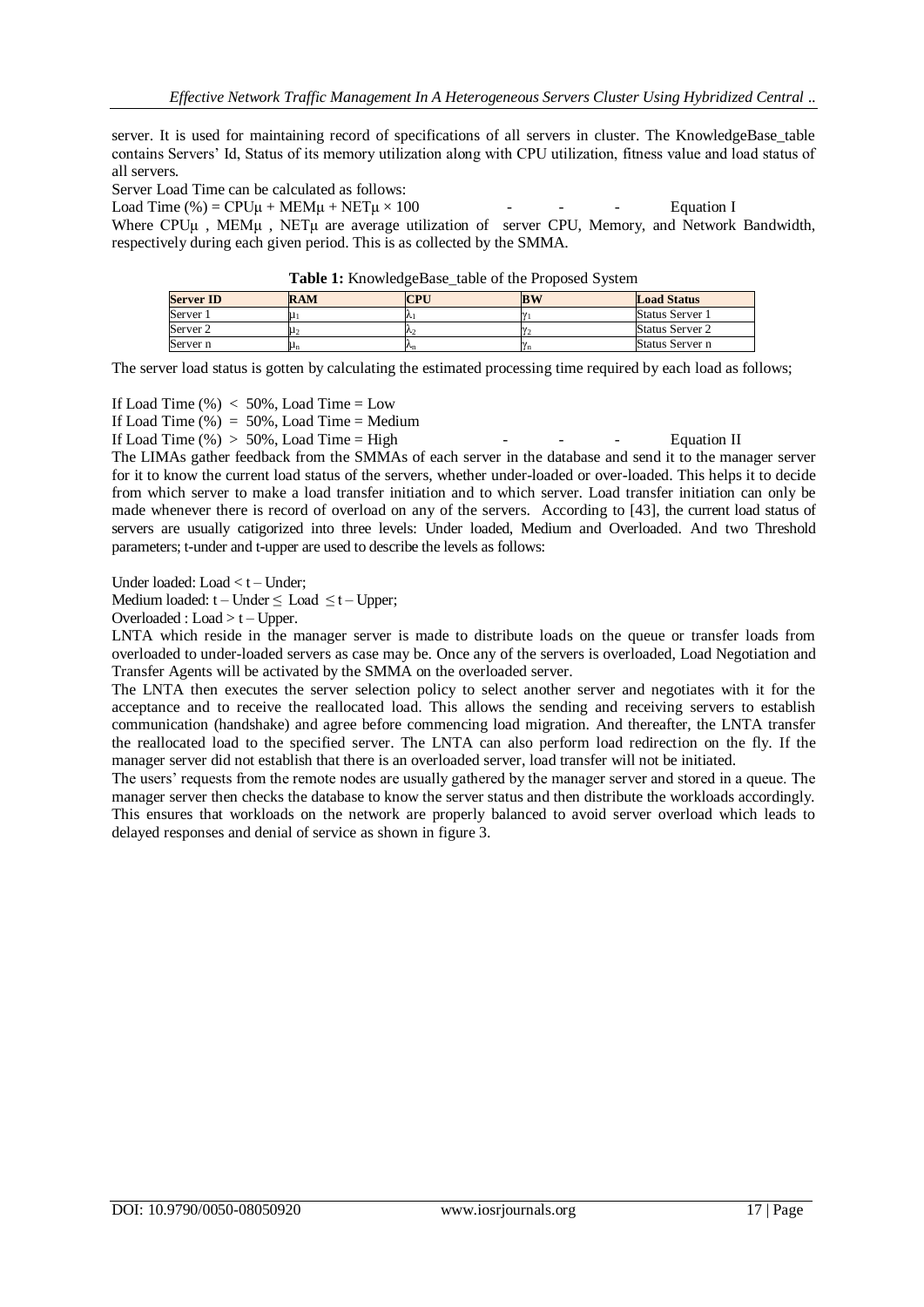server. It is used for maintaining record of specifications of all servers in cluster. The KnowledgeBase_table contains Servers' Id, Status of its memory utilization along with CPU utilization, fitness value and load status of all servers.

Server Load Time can be calculated as follows:

$$\text{Load Time } (\%) = CPU\mu + MEM\mu + NET\mu \times 100 \qquad - \quad - \quad - \qquad \text{Equation I}$$

Where CPUμ , MEMμ , NETμ are average utilization of server CPU, Memory, and Network Bandwidth, respectively during each given period. This is as collected by the SMMA.

**Table 1:** KnowledgeBase_table of the Proposed System

| Server ID | RAM | CPU | BW | Load Status |
|---|---|---|---|---|
| Server 1 | $\mu_1$ | $\lambda_1$ | $\gamma_1$ | Status Server 1 |
| Server 2 | $\mu_2$ | $\lambda_2$ | $\gamma_2$ | Status Server 2 |
| Server n | $\mu_n$ | $\lambda_n$ | $\gamma_n$ | Status Server n |

The server load status is gotten by calculating the estimated processing time required by each load as follows;

If Load Time (%) < 50%, Load Time = Low

If Load Time (%) = 50%, Load Time = Medium

If Load Time (%) > 50%, Load Time = High - - - Equation II

The LIMAs gather feedback from the SMMAs of each server in the database and send it to the manager server for it to know the current load status of the servers, whether under-loaded or over-loaded. This helps it to decide from which server to make a load transfer initiation and to which server. Load transfer initiation can only be made whenever there is record of overload on any of the servers. According to [43], the current load status of servers are usually catigorized into three levels: Under loaded, Medium and Overloaded. And two Threshold parameters; t-under and t-upper are used to describe the levels as follows:

Under loaded: Load < t – Under;

Medium loaded: t – Under ≤ Load ≤ t – Upper;

Overloaded : Load > t – Upper.

LNTA which reside in the manager server is made to distribute loads on the queue or transfer loads from overloaded to under-loaded servers as case may be. Once any of the servers is overloaded, Load Negotiation and Transfer Agents will be activated by the SMMA on the overloaded server.

The LNTA then executes the server selection policy to select another server and negotiates with it for the acceptance and to receive the reallocated load. This allows the sending and receiving servers to establish communication (handshake) and agree before commencing load migration. And thereafter, the LNTA transfer the reallocated load to the specified server. The LNTA can also perform load redirection on the fly. If the manager server did not establish that there is an overloaded server, load transfer will not be initiated.

The users' requests from the remote nodes are usually gathered by the manager server and stored in a queue. The manager server then checks the database to know the server status and then distribute the workloads accordingly. This ensures that workloads on the network are properly balanced to avoid server overload which leads to delayed responses and denial of service as shown in figure 3.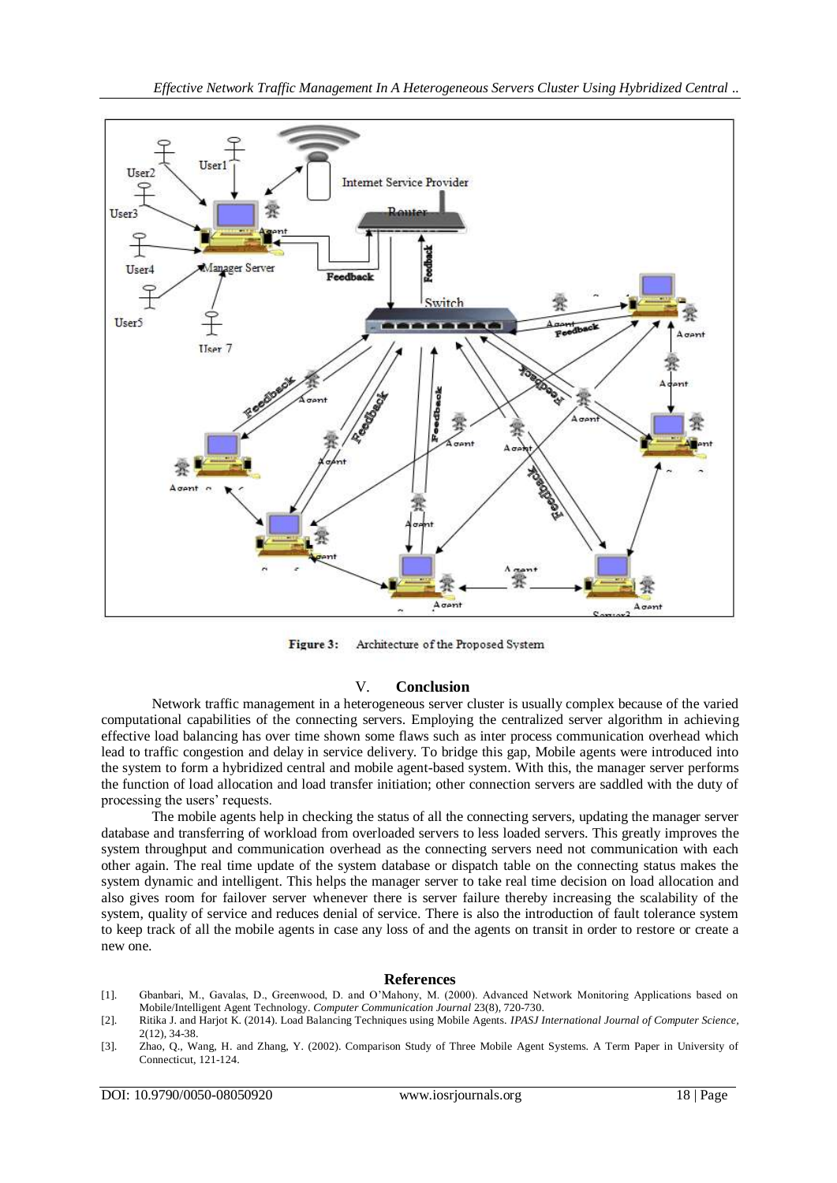Internet Service Provider

Router

Feedback

Switch

User1

User2

User3

User4

User5

User 7

Manager Server

Agent

Feedback

Server3

**Figure 3:** Architecture of the Proposed System

## V. Conclusion

Network traffic management in a heterogeneous server cluster is usually complex because of the varied computational capabilities of the connecting servers. Employing the centralized server algorithm in achieving effective load balancing has over time shown some flaws such as inter process communication overhead which lead to traffic congestion and delay in service delivery. To bridge this gap, Mobile agents were introduced into the system to form a hybridized central and mobile agent-based system. With this, the manager server performs the function of load allocation and load transfer initiation; other connection servers are saddled with the duty of processing the users' requests.

The mobile agents help in checking the status of all the connecting servers, updating the manager server database and transferring of workload from overloaded servers to less loaded servers. This greatly improves the system throughput and communication overhead as the connecting servers need not communication with each other again. The real time update of the system database or dispatch table on the connecting status makes the system dynamic and intelligent. This helps the manager server to take real time decision on load allocation and also gives room for failover server whenever there is server failure thereby increasing the scalability of the system, quality of service and reduces denial of service. There is also the introduction of fault tolerance system to keep track of all the mobile agents in case any loss of and the agents on transit in order to restore or create a new one.

## References

[1]. Gbanbari, M., Gavalas, D., Greenwood, D. and O'Mahony, M. (2000). Advanced Network Monitoring Applications based on Mobile/Intelligent Agent Technology. *Computer Communication Journal* 23(8), 720-730.

[2]. Ritika J. and Harjot K. (2014). Load Balancing Techniques using Mobile Agents. *IPASJ International Journal of Computer Science*, 2(12), 34-38.

[3]. Zhao, Q., Wang, H. and Zhang, Y. (2002). Comparison Study of Three Mobile Agent Systems. A Term Paper in University of Connecticut, 121-124.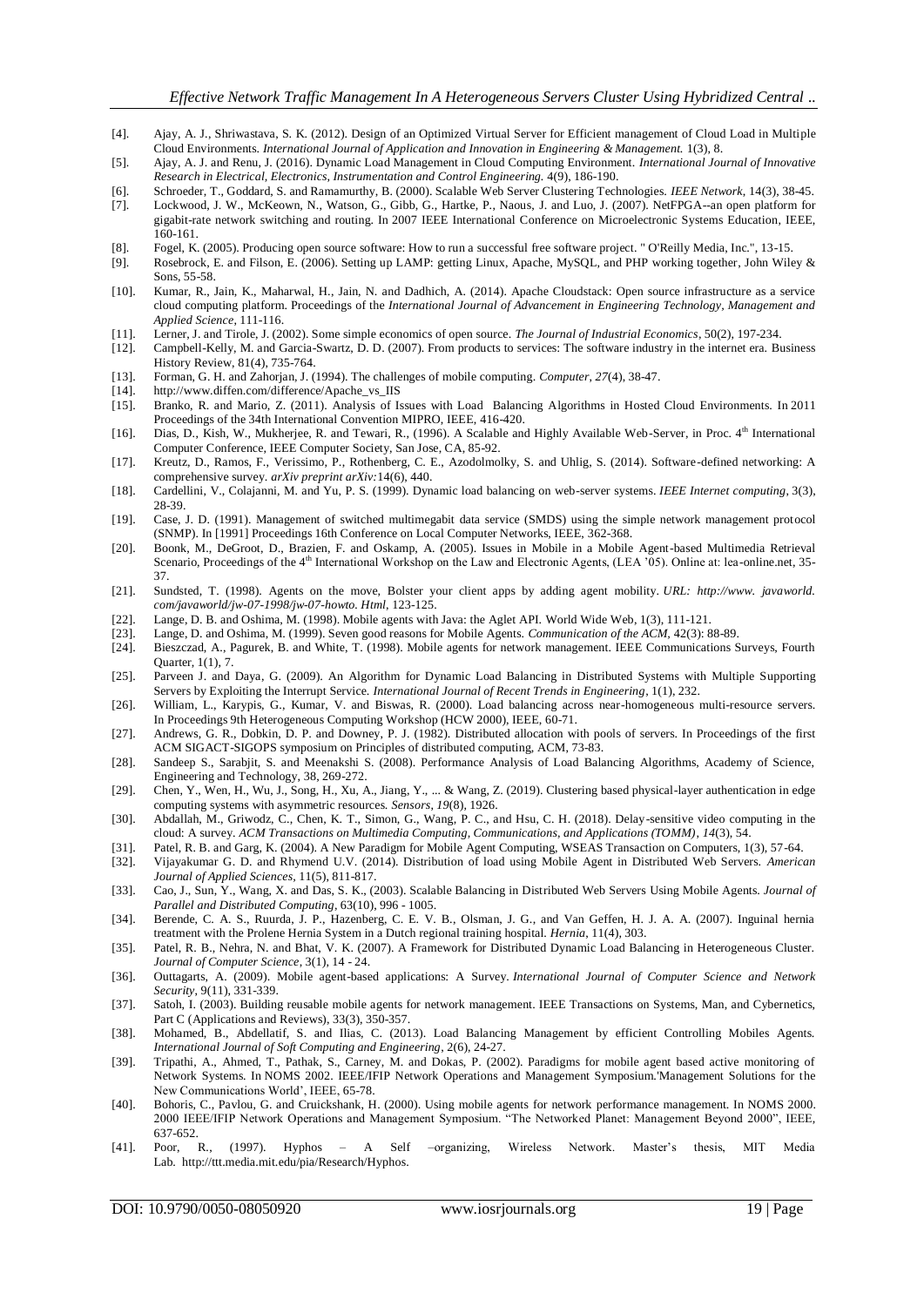[4]. Ajay, A. J., Shriwastava, S. K. (2012). Design of an Optimized Virtual Server for Efficient management of Cloud Load in Multiple Cloud Environments. *International Journal of Application and Innovation in Engineering & Management.* 1(3), 8.

[5]. Ajay, A. J. and Renu, J. (2016). Dynamic Load Management in Cloud Computing Environment. *International Journal of Innovative Research in Electrical, Electronics, Instrumentation and Control Engineering.* 4(9), 186-190.

[6]. Schroeder, T., Goddard, S. and Ramamurthy, B. (2000). Scalable Web Server Clustering Technologies. *IEEE Network*, 14(3), 38-45.

[7]. Lockwood, J. W., McKeown, N., Watson, G., Gibb, G., Hartke, P., Naous, J. and Luo, J. (2007). NetFPGA--an open platform for gigabit-rate network switching and routing. In 2007 IEEE International Conference on Microelectronic Systems Education, IEEE, 160-161.

[8]. Fogel, K. (2005). Producing open source software: How to run a successful free software project. " O'Reilly Media, Inc.", 13-15.

[9]. Rosebrock, E. and Filson, E. (2006). Setting up LAMP: getting Linux, Apache, MySQL, and PHP working together, John Wiley & Sons, 55-58.

[10]. Kumar, R., Jain, K., Maharwal, H., Jain, N. and Dadhich, A. (2014). Apache Cloudstack: Open source infrastructure as a service cloud computing platform. Proceedings of the *International Journal of Advancement in Engineering Technology, Management and Applied Science*, 111-116.

[11]. Lerner, J. and Tirole, J. (2002). Some simple economics of open source. *The Journal of Industrial Economics*, 50(2), 197-234.

[12]. Campbell-Kelly, M. and Garcia-Swartz, D. D. (2007). From products to services: The software industry in the internet era. Business History Review, 81(4), 735-764.

[13]. Forman, G. H. and Zahorjan, J. (1994). The challenges of mobile computing. *Computer*, *27*(4), 38-47.

[14]. http://www.diffen.com/difference/Apache_vs_IIS

[15]. Branko, R. and Mario, Z. (2011). Analysis of Issues with Load Balancing Algorithms in Hosted Cloud Environments. In 2011 Proceedings of the 34th International Convention MIPRO, IEEE, 416-420.

[16]. Dias, D., Kish, W., Mukherjee, R. and Tewari, R., (1996). A Scalable and Highly Available Web-Server, in Proc. 4th International Computer Conference, IEEE Computer Society, San Jose, CA, 85-92.

[17]. Kreutz, D., Ramos, F., Verissimo, P., Rothenberg, C. E., Azodolmolky, S. and Uhlig, S. (2014). Software-defined networking: A comprehensive survey. *arXiv preprint arXiv:*14(6), 440.

[18]. Cardellini, V., Colajanni, M. and Yu, P. S. (1999). Dynamic load balancing on web-server systems. *IEEE Internet computing*, 3(3), 28-39.

[19]. Case, J. D. (1991). Management of switched multimegabit data service (SMDS) using the simple network management protocol (SNMP). In [1991] Proceedings 16th Conference on Local Computer Networks, IEEE, 362-368.

[20]. Boonk, M., DeGroot, D., Brazien, F. and Oskamp, A. (2005). Issues in Mobile in a Mobile Agent-based Multimedia Retrieval Scenario, Proceedings of the 4th International Workshop on the Law and Electronic Agents, (LEA '05). Online at: lea-online.net, 35-37.

[21]. Sundsted, T. (1998). Agents on the move, Bolster your client apps by adding agent mobility. *URL: http://www. javaworld. com/javaworld/jw-07-1998/jw-07-howto. Html*, 123-125.

[22]. Lange, D. B. and Oshima, M. (1998). Mobile agents with Java: the Aglet API. World Wide Web, 1(3), 111-121.

[23]. Lange, D. and Oshima, M. (1999). Seven good reasons for Mobile Agents. *Communication of the ACM*, 42(3): 88-89.

[24]. Bieszczad, A., Pagurek, B. and White, T. (1998). Mobile agents for network management. IEEE Communications Surveys, Fourth Quarter, 1(1), 7.

[25]. Parveen J. and Daya, G. (2009). An Algorithm for Dynamic Load Balancing in Distributed Systems with Multiple Supporting Servers by Exploiting the Interrupt Service. *International Journal of Recent Trends in Engineering*, 1(1), 232.

[26]. William, L., Karypis, G., Kumar, V. and Biswas, R. (2000). Load balancing across near-homogeneous multi-resource servers. In Proceedings 9th Heterogeneous Computing Workshop (HCW 2000), IEEE, 60-71.

[27]. Andrews, G. R., Dobkin, D. P. and Downey, P. J. (1982). Distributed allocation with pools of servers. In Proceedings of the first ACM SIGACT-SIGOPS symposium on Principles of distributed computing, ACM, 73-83.

[28]. Sandeep S., Sarabjit, S. and Meenakshi S. (2008). Performance Analysis of Load Balancing Algorithms, Academy of Science, Engineering and Technology, 38, 269-272.

[29]. Chen, Y., Wen, H., Wu, J., Song, H., Xu, A., Jiang, Y., ... & Wang, Z. (2019). Clustering based physical-layer authentication in edge computing systems with asymmetric resources. *Sensors*, *19*(8), 1926.

[30]. Abdallah, M., Griwodz, C., Chen, K. T., Simon, G., Wang, P. C., and Hsu, C. H. (2018). Delay-sensitive video computing in the cloud: A survey. *ACM Transactions on Multimedia Computing, Communications, and Applications (TOMM)*, *14*(3), 54.

[31]. Patel, R. B. and Garg, K. (2004). A New Paradigm for Mobile Agent Computing, WSEAS Transaction on Computers, 1(3), 57-64.

[32]. Vijayakumar G. D. and Rhymend U.V. (2014). Distribution of load using Mobile Agent in Distributed Web Servers. *American Journal of Applied Sciences*, 11(5), 811-817.

[33]. Cao, J., Sun, Y., Wang, X. and Das, S. K., (2003). Scalable Balancing in Distributed Web Servers Using Mobile Agents. *Journal of Parallel and Distributed Computing*, 63(10), 996 - 1005.

[34]. Berende, C. A. S., Ruurda, J. P., Hazenberg, C. E. V. B., Olsman, J. G., and Van Geffen, H. J. A. A. (2007). Inguinal hernia treatment with the Prolene Hernia System in a Dutch regional training hospital. *Hernia*, 11(4), 303.

[35]. Patel, R. B., Nehra, N. and Bhat, V. K. (2007). A Framework for Distributed Dynamic Load Balancing in Heterogeneous Cluster. *Journal of Computer Science*, 3(1), 14 - 24.

[36]. Outtagarts, A. (2009). Mobile agent-based applications: A Survey. *International Journal of Computer Science and Network Security*, 9(11), 331-339.

[37]. Satoh, I. (2003). Building reusable mobile agents for network management. IEEE Transactions on Systems, Man, and Cybernetics, Part C (Applications and Reviews), 33(3), 350-357.

[38]. Mohamed, B., Abdellatif, S. and Ilias, C. (2013). Load Balancing Management by efficient Controlling Mobiles Agents. *International Journal of Soft Computing and Engineering*, 2(6), 24-27.

[39]. Tripathi, A., Ahmed, T., Pathak, S., Carney, M. and Dokas, P. (2002). Paradigms for mobile agent based active monitoring of Network Systems. In NOMS 2002. IEEE/IFIP Network Operations and Management Symposium.'Management Solutions for the New Communications World', IEEE, 65-78.

[40]. Bohoris, C., Pavlou, G. and Cruickshank, H. (2000). Using mobile agents for network performance management. In NOMS 2000. 2000 IEEE/IFIP Network Operations and Management Symposium. "The Networked Planet: Management Beyond 2000", IEEE, 637-652.

[41]. Poor, R., (1997). Hyphos – A Self –organizing, Wireless Network. Master's thesis, MIT Media Lab. http://ttt.media.mit.edu/pia/Research/Hyphos.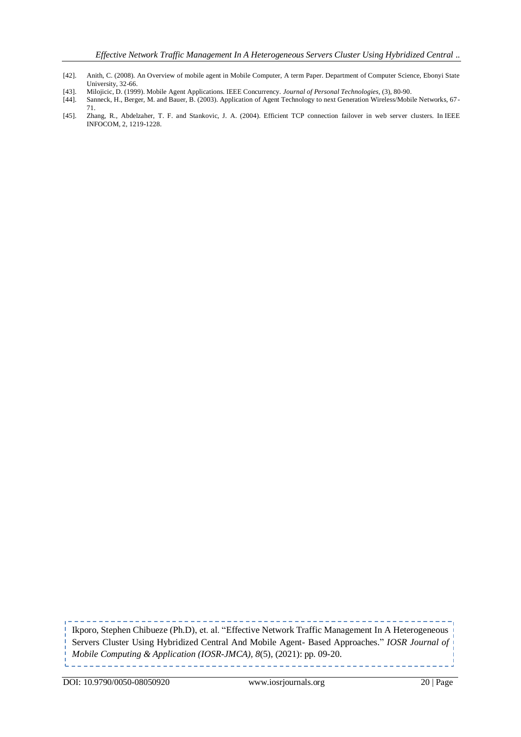[42]. Anith, C. (2008). An Overview of mobile agent in Mobile Computer, A term Paper. Department of Computer Science, Ebonyi State University, 32-66.

[43]. Milojicic, D. (1999). Mobile Agent Applications. IEEE Concurrency. *Journal of Personal Technologies*, (3), 80-90.

[44]. Sanneck, H., Berger, M. and Bauer, B. (2003). Application of Agent Technology to next Generation Wireless/Mobile Networks, 67-71.

[45]. Zhang, R., Abdelzaher, T. F. and Stankovic, J. A. (2004). Efficient TCP connection failover in web server clusters. In IEEE INFOCOM, 2, 1219-1228.

Ikporo, Stephen Chibueze (Ph.D), et. al. "Effective Network Traffic Management In A Heterogeneous Servers Cluster Using Hybridized Central And Mobile Agent- Based Approaches." *IOSR Journal of Mobile Computing & Application (IOSR-JMCA), 8*(5), (2021): pp. 09-20.